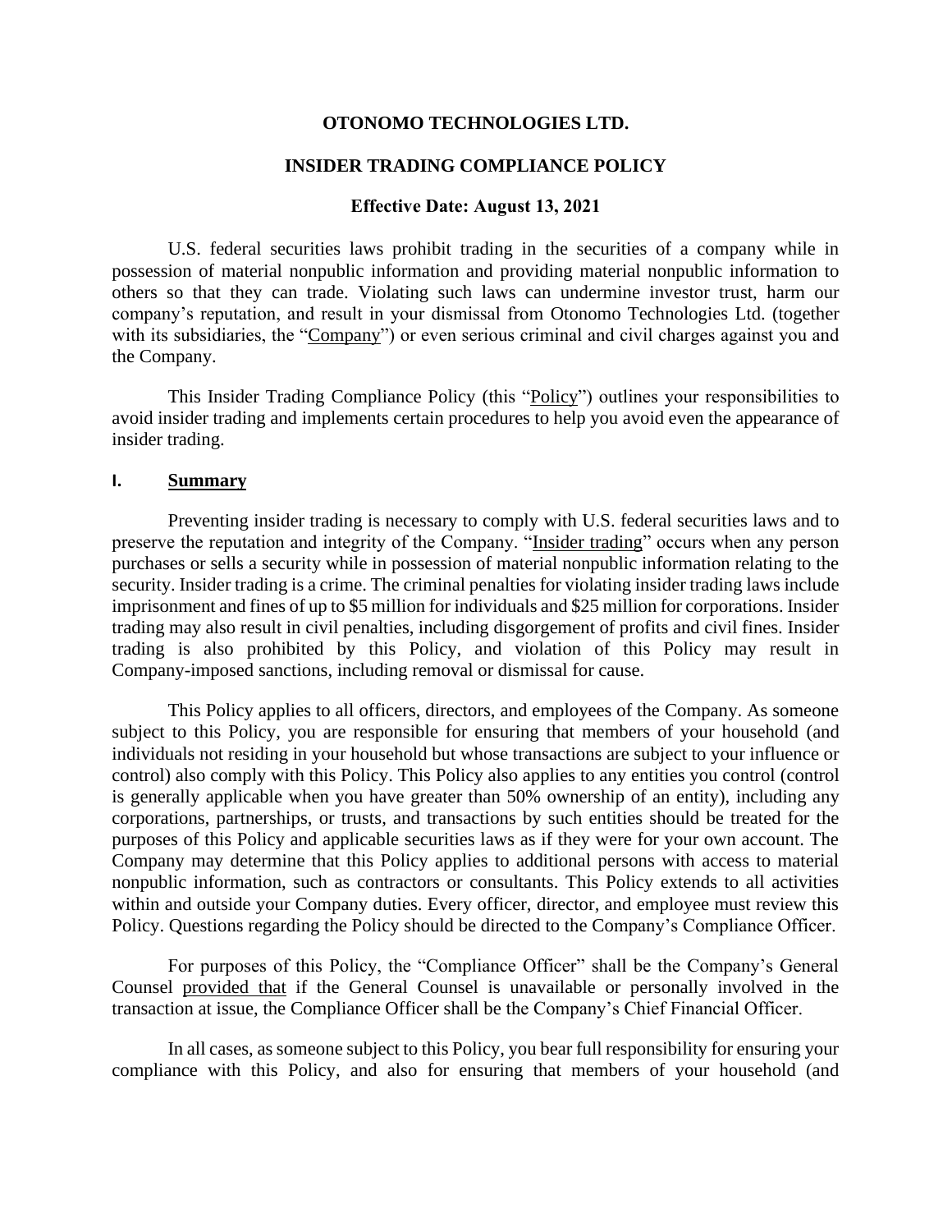# OTONOMO TECHNOLOGIES LTD.

## INSIDER TRADING COMPLIANCE POLICY

### Effective Date: August 13, 2021

U.S. federal securities laws prohibit trading in the securities of a company while in possession of material nonpublic information and providing material nonpublic information to others so that they can trade. Violating such laws can undermine investor trust, harm our company's reputation, and result in your dismissal from Otonomo Technologies Ltd. (together with its subsidiaries, the "Company") or even serious criminal and civil charges against you and the Company.

This Insider Trading Compliance Policy (this "Policy") outlines your responsibilities to avoid insider trading and implements certain procedures to help you avoid even the appearance of insider trading.

## I. Summary

Preventing insider trading is necessary to comply with U.S. federal securities laws and to preserve the reputation and integrity of the Company. "Insider trading" occurs when any person purchases or sells a security while in possession of material nonpublic information relating to the security. Insider trading is a crime. The criminal penalties for violating insider trading laws include imprisonment and fines of up to $5 million for individuals and $25 million for corporations. Insider trading may also result in civil penalties, including disgorgement of profits and civil fines. Insider trading is also prohibited by this Policy, and violation of this Policy may result in Company-imposed sanctions, including removal or dismissal for cause.

This Policy applies to all officers, directors, and employees of the Company. As someone subject to this Policy, you are responsible for ensuring that members of your household (and individuals not residing in your household but whose transactions are subject to your influence or control) also comply with this Policy. This Policy also applies to any entities you control (control is generally applicable when you have greater than 50% ownership of an entity), including any corporations, partnerships, or trusts, and transactions by such entities should be treated for the purposes of this Policy and applicable securities laws as if they were for your own account. The Company may determine that this Policy applies to additional persons with access to material nonpublic information, such as contractors or consultants. This Policy extends to all activities within and outside your Company duties. Every officer, director, and employee must review this Policy. Questions regarding the Policy should be directed to the Company's Compliance Officer.

For purposes of this Policy, the "Compliance Officer" shall be the Company's General Counsel provided that if the General Counsel is unavailable or personally involved in the transaction at issue, the Compliance Officer shall be the Company's Chief Financial Officer.

In all cases, as someone subject to this Policy, you bear full responsibility for ensuring your compliance with this Policy, and also for ensuring that members of your household (and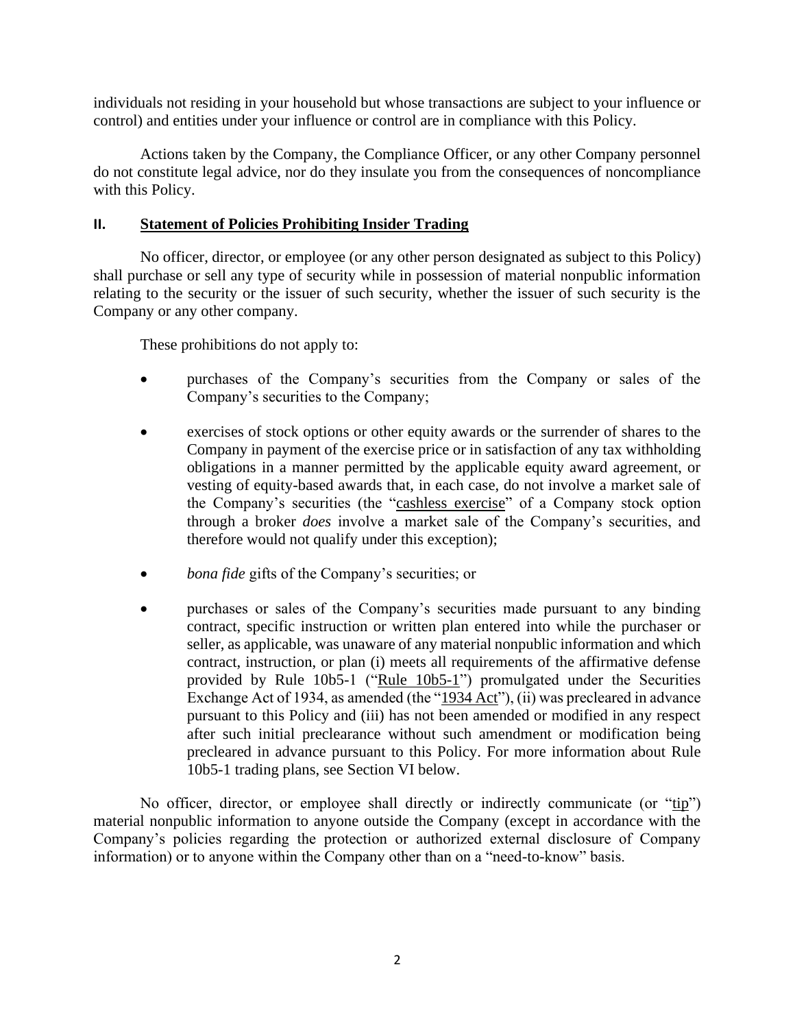individuals not residing in your household but whose transactions are subject to your influence or control) and entities under your influence or control are in compliance with this Policy.

Actions taken by the Company, the Compliance Officer, or any other Company personnel do not constitute legal advice, nor do they insulate you from the consequences of noncompliance with this Policy.

## II. Statement of Policies Prohibiting Insider Trading

No officer, director, or employee (or any other person designated as subject to this Policy) shall purchase or sell any type of security while in possession of material nonpublic information relating to the security or the issuer of such security, whether the issuer of such security is the Company or any other company.

These prohibitions do not apply to:

- purchases of the Company's securities from the Company or sales of the Company's securities to the Company;
- exercises of stock options or other equity awards or the surrender of shares to the Company in payment of the exercise price or in satisfaction of any tax withholding obligations in a manner permitted by the applicable equity award agreement, or vesting of equity-based awards that, in each case, do not involve a market sale of the Company's securities (the "cashless exercise" of a Company stock option through a broker *does* involve a market sale of the Company's securities, and therefore would not qualify under this exception);
- *bona fide* gifts of the Company's securities; or
- purchases or sales of the Company's securities made pursuant to any binding contract, specific instruction or written plan entered into while the purchaser or seller, as applicable, was unaware of any material nonpublic information and which contract, instruction, or plan (i) meets all requirements of the affirmative defense provided by Rule 10b5-1 ("Rule 10b5-1") promulgated under the Securities Exchange Act of 1934, as amended (the "1934 Act"), (ii) was precleared in advance pursuant to this Policy and (iii) has not been amended or modified in any respect after such initial preclearance without such amendment or modification being precleared in advance pursuant to this Policy. For more information about Rule 10b5-1 trading plans, see Section VI below.

No officer, director, or employee shall directly or indirectly communicate (or "tip") material nonpublic information to anyone outside the Company (except in accordance with the Company's policies regarding the protection or authorized external disclosure of Company information) or to anyone within the Company other than on a "need-to-know" basis.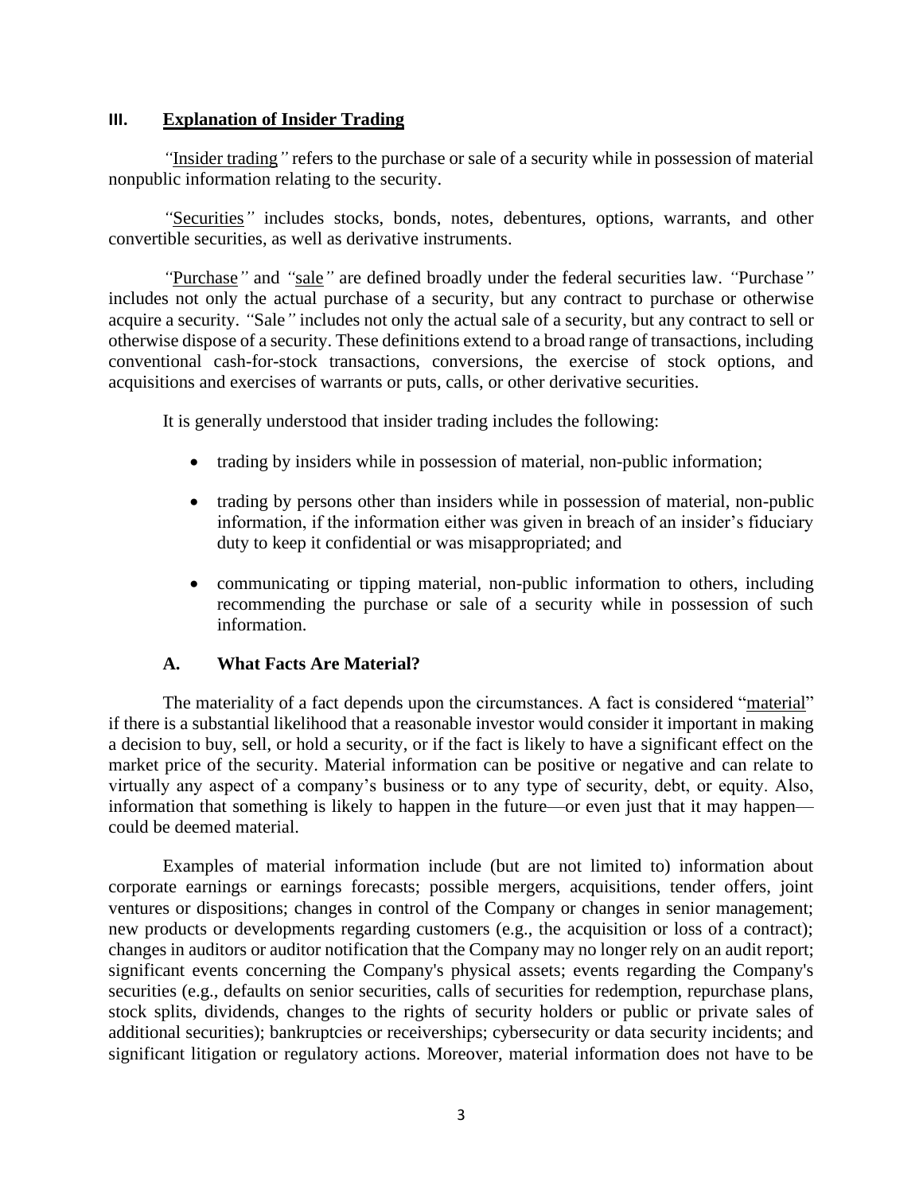## III. Explanation of Insider Trading

"Insider trading" refers to the purchase or sale of a security while in possession of material nonpublic information relating to the security.

"Securities" includes stocks, bonds, notes, debentures, options, warrants, and other convertible securities, as well as derivative instruments.

"Purchase" and "sale" are defined broadly under the federal securities law. "Purchase" includes not only the actual purchase of a security, but any contract to purchase or otherwise acquire a security. "Sale" includes not only the actual sale of a security, but any contract to sell or otherwise dispose of a security. These definitions extend to a broad range of transactions, including conventional cash-for-stock transactions, conversions, the exercise of stock options, and acquisitions and exercises of warrants or puts, calls, or other derivative securities.

It is generally understood that insider trading includes the following:

- trading by insiders while in possession of material, non-public information;
- trading by persons other than insiders while in possession of material, non-public information, if the information either was given in breach of an insider's fiduciary duty to keep it confidential or was misappropriated; and
- communicating or tipping material, non-public information to others, including recommending the purchase or sale of a security while in possession of such information.

### A. What Facts Are Material?

The materiality of a fact depends upon the circumstances. A fact is considered "material" if there is a substantial likelihood that a reasonable investor would consider it important in making a decision to buy, sell, or hold a security, or if the fact is likely to have a significant effect on the market price of the security. Material information can be positive or negative and can relate to virtually any aspect of a company's business or to any type of security, debt, or equity. Also, information that something is likely to happen in the future—or even just that it may happen—could be deemed material.

Examples of material information include (but are not limited to) information about corporate earnings or earnings forecasts; possible mergers, acquisitions, tender offers, joint ventures or dispositions; changes in control of the Company or changes in senior management; new products or developments regarding customers (e.g., the acquisition or loss of a contract); changes in auditors or auditor notification that the Company may no longer rely on an audit report; significant events concerning the Company's physical assets; events regarding the Company's securities (e.g., defaults on senior securities, calls of securities for redemption, repurchase plans, stock splits, dividends, changes to the rights of security holders or public or private sales of additional securities); bankruptcies or receiverships; cybersecurity or data security incidents; and significant litigation or regulatory actions. Moreover, material information does not have to be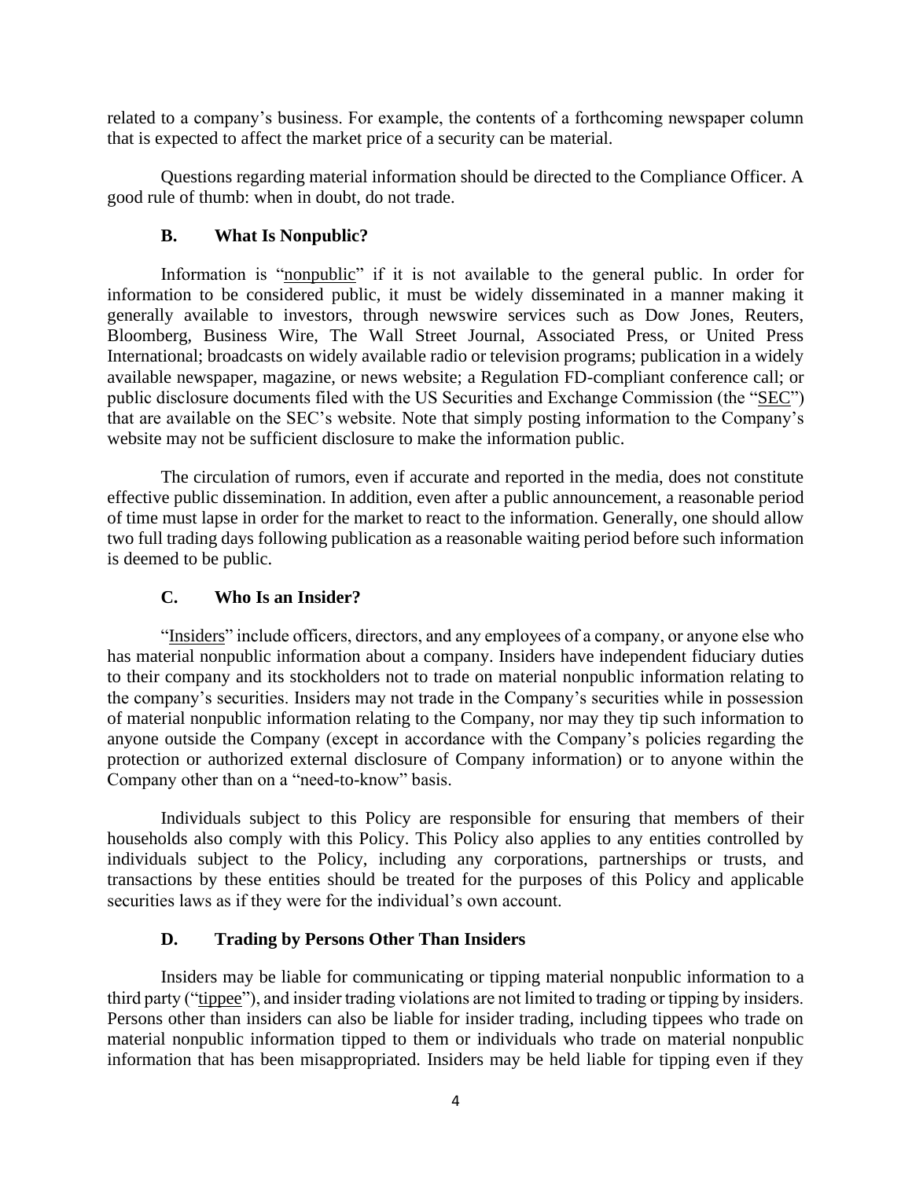related to a company's business. For example, the contents of a forthcoming newspaper column that is expected to affect the market price of a security can be material.

Questions regarding material information should be directed to the Compliance Officer. A good rule of thumb: when in doubt, do not trade.

### B. What Is Nonpublic?

Information is "nonpublic" if it is not available to the general public. In order for information to be considered public, it must be widely disseminated in a manner making it generally available to investors, through newswire services such as Dow Jones, Reuters, Bloomberg, Business Wire, The Wall Street Journal, Associated Press, or United Press International; broadcasts on widely available radio or television programs; publication in a widely available newspaper, magazine, or news website; a Regulation FD-compliant conference call; or public disclosure documents filed with the US Securities and Exchange Commission (the "SEC") that are available on the SEC's website. Note that simply posting information to the Company's website may not be sufficient disclosure to make the information public.

The circulation of rumors, even if accurate and reported in the media, does not constitute effective public dissemination. In addition, even after a public announcement, a reasonable period of time must lapse in order for the market to react to the information. Generally, one should allow two full trading days following publication as a reasonable waiting period before such information is deemed to be public.

### C. Who Is an Insider?

"Insiders" include officers, directors, and any employees of a company, or anyone else who has material nonpublic information about a company. Insiders have independent fiduciary duties to their company and its stockholders not to trade on material nonpublic information relating to the company's securities. Insiders may not trade in the Company's securities while in possession of material nonpublic information relating to the Company, nor may they tip such information to anyone outside the Company (except in accordance with the Company's policies regarding the protection or authorized external disclosure of Company information) or to anyone within the Company other than on a "need-to-know" basis.

Individuals subject to this Policy are responsible for ensuring that members of their households also comply with this Policy. This Policy also applies to any entities controlled by individuals subject to the Policy, including any corporations, partnerships or trusts, and transactions by these entities should be treated for the purposes of this Policy and applicable securities laws as if they were for the individual's own account.

### D. Trading by Persons Other Than Insiders

Insiders may be liable for communicating or tipping material nonpublic information to a third party ("tippee"), and insider trading violations are not limited to trading or tipping by insiders. Persons other than insiders can also be liable for insider trading, including tippees who trade on material nonpublic information tipped to them or individuals who trade on material nonpublic information that has been misappropriated. Insiders may be held liable for tipping even if they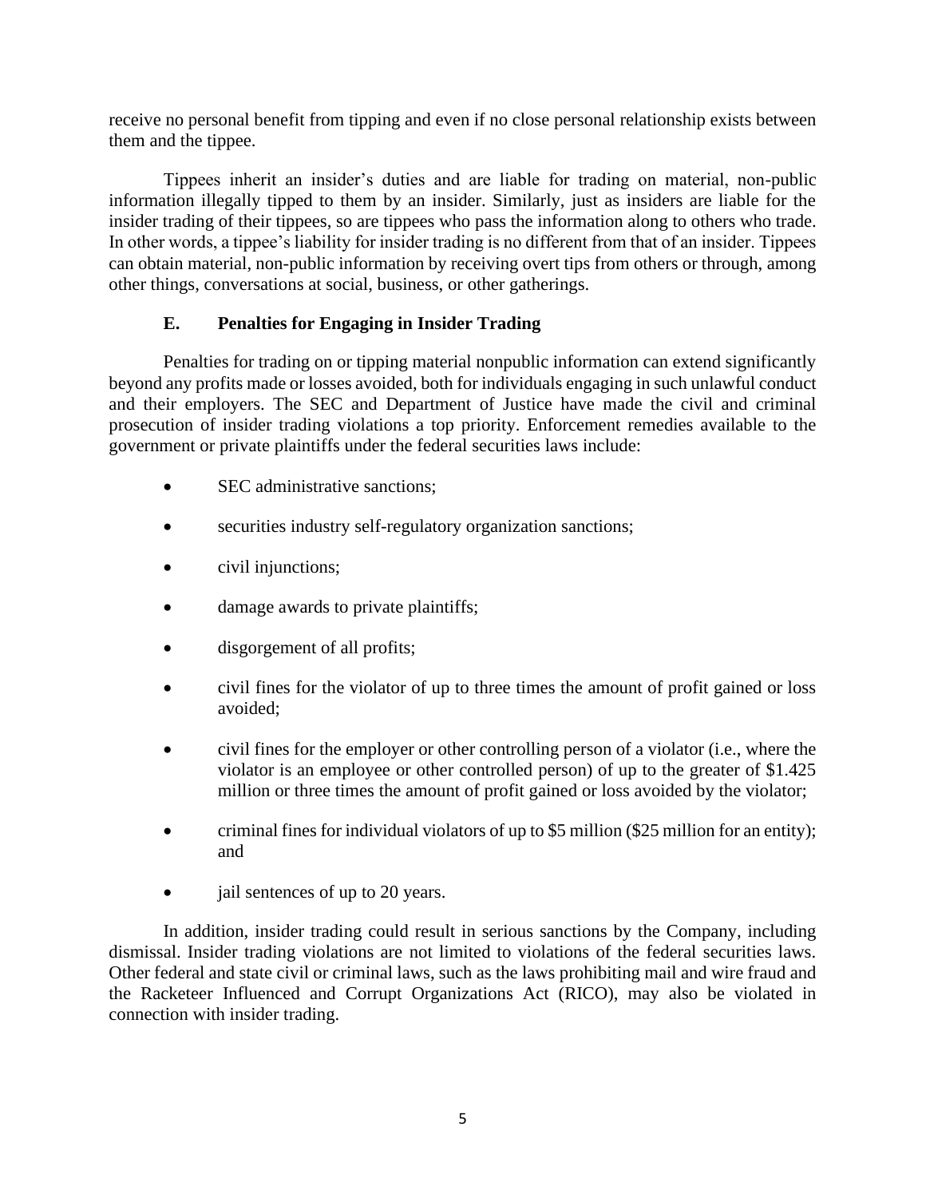receive no personal benefit from tipping and even if no close personal relationship exists between them and the tippee.

Tippees inherit an insider's duties and are liable for trading on material, non-public information illegally tipped to them by an insider. Similarly, just as insiders are liable for the insider trading of their tippees, so are tippees who pass the information along to others who trade. In other words, a tippee's liability for insider trading is no different from that of an insider. Tippees can obtain material, non-public information by receiving overt tips from others or through, among other things, conversations at social, business, or other gatherings.

### E. Penalties for Engaging in Insider Trading

Penalties for trading on or tipping material nonpublic information can extend significantly beyond any profits made or losses avoided, both for individuals engaging in such unlawful conduct and their employers. The SEC and Department of Justice have made the civil and criminal prosecution of insider trading violations a top priority. Enforcement remedies available to the government or private plaintiffs under the federal securities laws include:

- SEC administrative sanctions;
- securities industry self-regulatory organization sanctions;
- civil injunctions;
- damage awards to private plaintiffs;
- disgorgement of all profits;
- civil fines for the violator of up to three times the amount of profit gained or loss avoided;
- civil fines for the employer or other controlling person of a violator (i.e., where the violator is an employee or other controlled person) of up to the greater of $1.425 million or three times the amount of profit gained or loss avoided by the violator;
- criminal fines for individual violators of up to $5 million ($25 million for an entity); and
- jail sentences of up to 20 years.

In addition, insider trading could result in serious sanctions by the Company, including dismissal. Insider trading violations are not limited to violations of the federal securities laws. Other federal and state civil or criminal laws, such as the laws prohibiting mail and wire fraud and the Racketeer Influenced and Corrupt Organizations Act (RICO), may also be violated in connection with insider trading.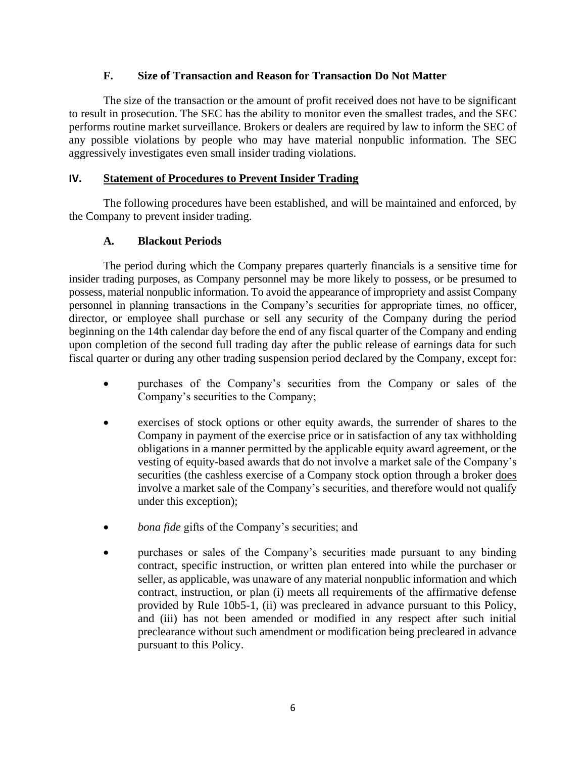### F. Size of Transaction and Reason for Transaction Do Not Matter

The size of the transaction or the amount of profit received does not have to be significant to result in prosecution. The SEC has the ability to monitor even the smallest trades, and the SEC performs routine market surveillance. Brokers or dealers are required by law to inform the SEC of any possible violations by people who may have material nonpublic information. The SEC aggressively investigates even small insider trading violations.

## IV. Statement of Procedures to Prevent Insider Trading

The following procedures have been established, and will be maintained and enforced, by the Company to prevent insider trading.

### A. Blackout Periods

The period during which the Company prepares quarterly financials is a sensitive time for insider trading purposes, as Company personnel may be more likely to possess, or be presumed to possess, material nonpublic information. To avoid the appearance of impropriety and assist Company personnel in planning transactions in the Company's securities for appropriate times, no officer, director, or employee shall purchase or sell any security of the Company during the period beginning on the 14th calendar day before the end of any fiscal quarter of the Company and ending upon completion of the second full trading day after the public release of earnings data for such fiscal quarter or during any other trading suspension period declared by the Company, except for:

- purchases of the Company's securities from the Company or sales of the Company's securities to the Company;
- exercises of stock options or other equity awards, the surrender of shares to the Company in payment of the exercise price or in satisfaction of any tax withholding obligations in a manner permitted by the applicable equity award agreement, or the vesting of equity-based awards that do not involve a market sale of the Company's securities (the cashless exercise of a Company stock option through a broker does involve a market sale of the Company's securities, and therefore would not qualify under this exception);
- *bona fide* gifts of the Company's securities; and
- purchases or sales of the Company's securities made pursuant to any binding contract, specific instruction, or written plan entered into while the purchaser or seller, as applicable, was unaware of any material nonpublic information and which contract, instruction, or plan (i) meets all requirements of the affirmative defense provided by Rule 10b5-1, (ii) was precleared in advance pursuant to this Policy, and (iii) has not been amended or modified in any respect after such initial preclearance without such amendment or modification being precleared in advance pursuant to this Policy.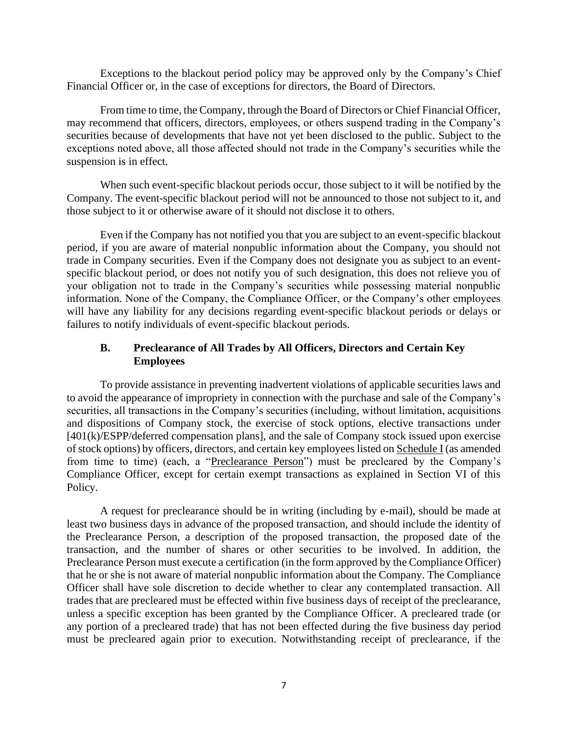Exceptions to the blackout period policy may be approved only by the Company's Chief Financial Officer or, in the case of exceptions for directors, the Board of Directors.

From time to time, the Company, through the Board of Directors or Chief Financial Officer, may recommend that officers, directors, employees, or others suspend trading in the Company's securities because of developments that have not yet been disclosed to the public. Subject to the exceptions noted above, all those affected should not trade in the Company's securities while the suspension is in effect.

When such event-specific blackout periods occur, those subject to it will be notified by the Company. The event-specific blackout period will not be announced to those not subject to it, and those subject to it or otherwise aware of it should not disclose it to others.

Even if the Company has not notified you that you are subject to an event-specific blackout period, if you are aware of material nonpublic information about the Company, you should not trade in Company securities. Even if the Company does not designate you as subject to an event-specific blackout period, or does not notify you of such designation, this does not relieve you of your obligation not to trade in the Company's securities while possessing material nonpublic information. None of the Company, the Compliance Officer, or the Company's other employees will have any liability for any decisions regarding event-specific blackout periods or delays or failures to notify individuals of event-specific blackout periods.

### B. Preclearance of All Trades by All Officers, Directors and Certain Key Employees

To provide assistance in preventing inadvertent violations of applicable securities laws and to avoid the appearance of impropriety in connection with the purchase and sale of the Company's securities, all transactions in the Company's securities (including, without limitation, acquisitions and dispositions of Company stock, the exercise of stock options, elective transactions under [401(k)/ESPP/deferred compensation plans], and the sale of Company stock issued upon exercise of stock options) by officers, directors, and certain key employees listed on Schedule I (as amended from time to time) (each, a "Preclearance Person") must be precleared by the Company's Compliance Officer, except for certain exempt transactions as explained in Section VI of this Policy.

A request for preclearance should be in writing (including by e-mail), should be made at least two business days in advance of the proposed transaction, and should include the identity of the Preclearance Person, a description of the proposed transaction, the proposed date of the transaction, and the number of shares or other securities to be involved. In addition, the Preclearance Person must execute a certification (in the form approved by the Compliance Officer) that he or she is not aware of material nonpublic information about the Company. The Compliance Officer shall have sole discretion to decide whether to clear any contemplated transaction. All trades that are precleared must be effected within five business days of receipt of the preclearance, unless a specific exception has been granted by the Compliance Officer. A precleared trade (or any portion of a precleared trade) that has not been effected during the five business day period must be precleared again prior to execution. Notwithstanding receipt of preclearance, if the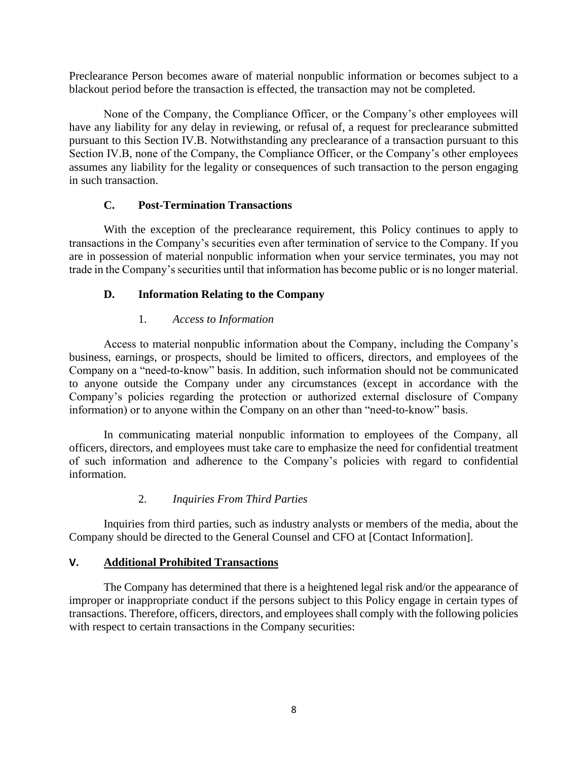Preclearance Person becomes aware of material nonpublic information or becomes subject to a blackout period before the transaction is effected, the transaction may not be completed.

None of the Company, the Compliance Officer, or the Company's other employees will have any liability for any delay in reviewing, or refusal of, a request for preclearance submitted pursuant to this Section IV.B. Notwithstanding any preclearance of a transaction pursuant to this Section IV.B, none of the Company, the Compliance Officer, or the Company's other employees assumes any liability for the legality or consequences of such transaction to the person engaging in such transaction.

### C. Post-Termination Transactions

With the exception of the preclearance requirement, this Policy continues to apply to transactions in the Company's securities even after termination of service to the Company. If you are in possession of material nonpublic information when your service terminates, you may not trade in the Company's securities until that information has become public or is no longer material.

### D. Information Relating to the Company

#### 1. *Access to Information*

Access to material nonpublic information about the Company, including the Company's business, earnings, or prospects, should be limited to officers, directors, and employees of the Company on a "need-to-know" basis. In addition, such information should not be communicated to anyone outside the Company under any circumstances (except in accordance with the Company's policies regarding the protection or authorized external disclosure of Company information) or to anyone within the Company on an other than "need-to-know" basis.

In communicating material nonpublic information to employees of the Company, all officers, directors, and employees must take care to emphasize the need for confidential treatment of such information and adherence to the Company's policies with regard to confidential information.

#### 2. *Inquiries From Third Parties*

Inquiries from third parties, such as industry analysts or members of the media, about the Company should be directed to the General Counsel and CFO at [Contact Information].

## V. Additional Prohibited Transactions

The Company has determined that there is a heightened legal risk and/or the appearance of improper or inappropriate conduct if the persons subject to this Policy engage in certain types of transactions. Therefore, officers, directors, and employees shall comply with the following policies with respect to certain transactions in the Company securities: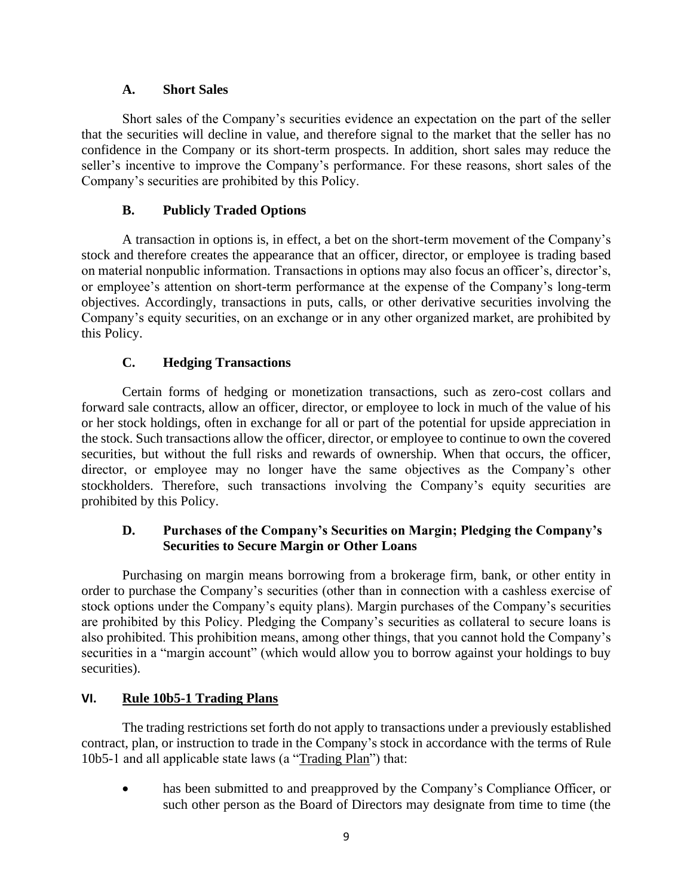### A. Short Sales

Short sales of the Company's securities evidence an expectation on the part of the seller that the securities will decline in value, and therefore signal to the market that the seller has no confidence in the Company or its short-term prospects. In addition, short sales may reduce the seller's incentive to improve the Company's performance. For these reasons, short sales of the Company's securities are prohibited by this Policy.

### B. Publicly Traded Options

A transaction in options is, in effect, a bet on the short-term movement of the Company's stock and therefore creates the appearance that an officer, director, or employee is trading based on material nonpublic information. Transactions in options may also focus an officer's, director's, or employee's attention on short-term performance at the expense of the Company's long-term objectives. Accordingly, transactions in puts, calls, or other derivative securities involving the Company's equity securities, on an exchange or in any other organized market, are prohibited by this Policy.

### C. Hedging Transactions

Certain forms of hedging or monetization transactions, such as zero-cost collars and forward sale contracts, allow an officer, director, or employee to lock in much of the value of his or her stock holdings, often in exchange for all or part of the potential for upside appreciation in the stock. Such transactions allow the officer, director, or employee to continue to own the covered securities, but without the full risks and rewards of ownership. When that occurs, the officer, director, or employee may no longer have the same objectives as the Company's other stockholders. Therefore, such transactions involving the Company's equity securities are prohibited by this Policy.

### D. Purchases of the Company's Securities on Margin; Pledging the Company's Securities to Secure Margin or Other Loans

Purchasing on margin means borrowing from a brokerage firm, bank, or other entity in order to purchase the Company's securities (other than in connection with a cashless exercise of stock options under the Company's equity plans). Margin purchases of the Company's securities are prohibited by this Policy. Pledging the Company's securities as collateral to secure loans is also prohibited. This prohibition means, among other things, that you cannot hold the Company's securities in a "margin account" (which would allow you to borrow against your holdings to buy securities).

## VI. Rule 10b5-1 Trading Plans

The trading restrictions set forth do not apply to transactions under a previously established contract, plan, or instruction to trade in the Company's stock in accordance with the terms of Rule 10b5-1 and all applicable state laws (a "Trading Plan") that:

- has been submitted to and preapproved by the Company's Compliance Officer, or such other person as the Board of Directors may designate from time to time (the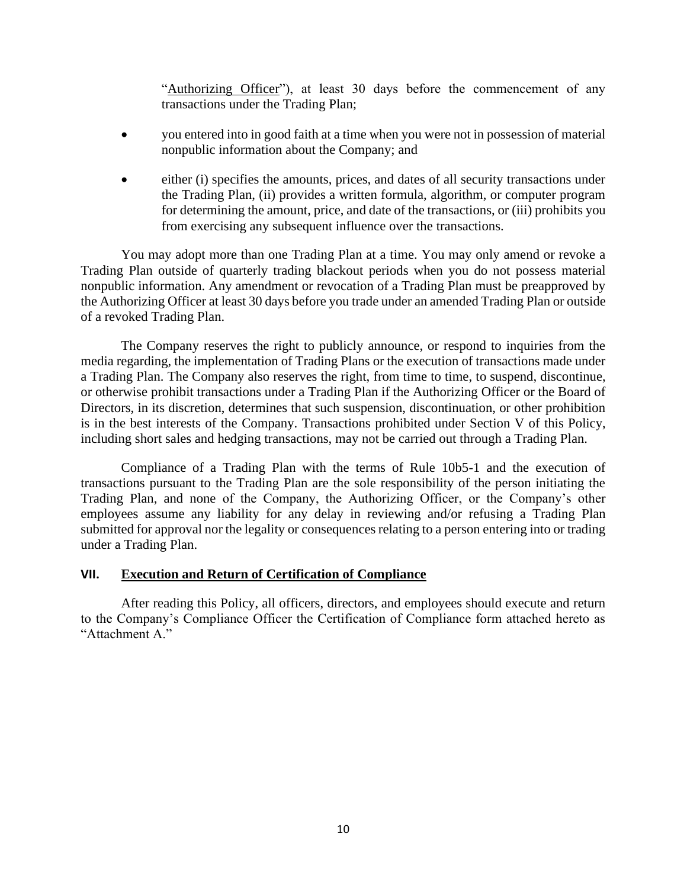"Authorizing Officer"), at least 30 days before the commencement of any transactions under the Trading Plan;

- you entered into in good faith at a time when you were not in possession of material nonpublic information about the Company; and
- either (i) specifies the amounts, prices, and dates of all security transactions under the Trading Plan, (ii) provides a written formula, algorithm, or computer program for determining the amount, price, and date of the transactions, or (iii) prohibits you from exercising any subsequent influence over the transactions.

You may adopt more than one Trading Plan at a time. You may only amend or revoke a Trading Plan outside of quarterly trading blackout periods when you do not possess material nonpublic information. Any amendment or revocation of a Trading Plan must be preapproved by the Authorizing Officer at least 30 days before you trade under an amended Trading Plan or outside of a revoked Trading Plan.

The Company reserves the right to publicly announce, or respond to inquiries from the media regarding, the implementation of Trading Plans or the execution of transactions made under a Trading Plan. The Company also reserves the right, from time to time, to suspend, discontinue, or otherwise prohibit transactions under a Trading Plan if the Authorizing Officer or the Board of Directors, in its discretion, determines that such suspension, discontinuation, or other prohibition is in the best interests of the Company. Transactions prohibited under Section V of this Policy, including short sales and hedging transactions, may not be carried out through a Trading Plan.

Compliance of a Trading Plan with the terms of Rule 10b5-1 and the execution of transactions pursuant to the Trading Plan are the sole responsibility of the person initiating the Trading Plan, and none of the Company, the Authorizing Officer, or the Company's other employees assume any liability for any delay in reviewing and/or refusing a Trading Plan submitted for approval nor the legality or consequences relating to a person entering into or trading under a Trading Plan.

## VII. Execution and Return of Certification of Compliance

After reading this Policy, all officers, directors, and employees should execute and return to the Company's Compliance Officer the Certification of Compliance form attached hereto as "Attachment A."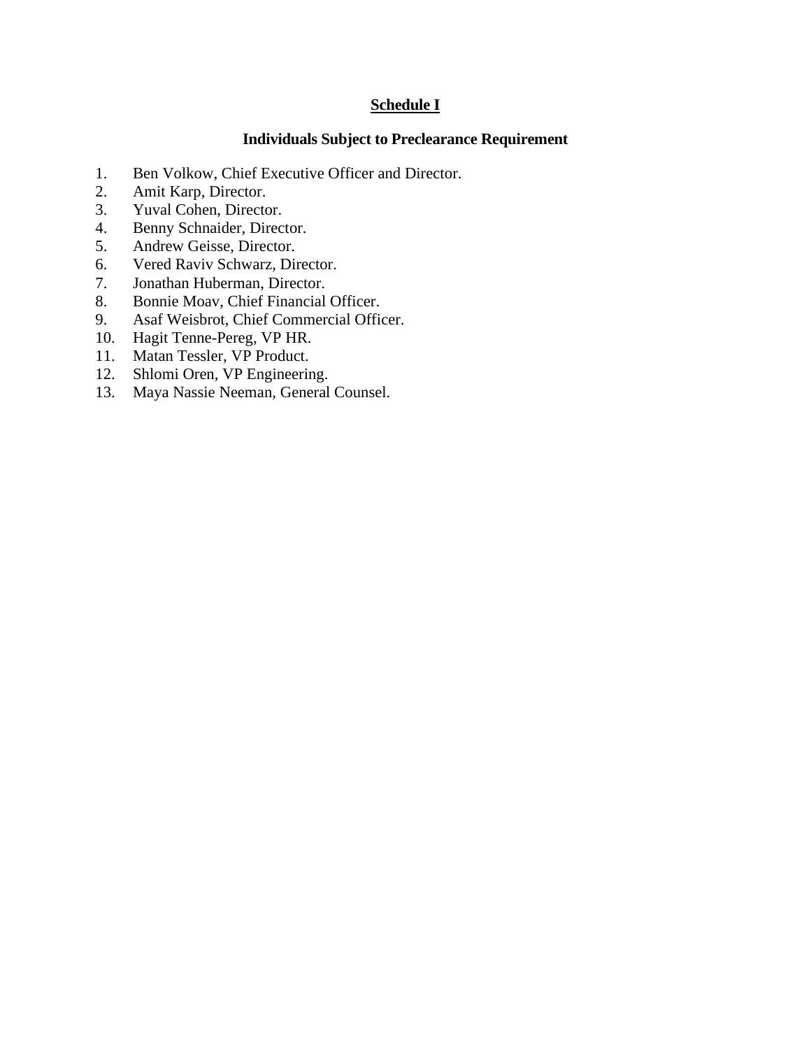## Schedule I

### Individuals Subject to Preclearance Requirement

1. Ben Volkow, Chief Executive Officer and Director.
2. Amit Karp, Director.
3. Yuval Cohen, Director.
4. Benny Schnaider, Director.
5. Andrew Geisse, Director.
6. Vered Raviv Schwarz, Director.
7. Jonathan Huberman, Director.
8. Bonnie Moav, Chief Financial Officer.
9. Asaf Weisbrot, Chief Commercial Officer.
10. Hagit Tenne-Pereg, VP HR.
11. Matan Tessler, VP Product.
12. Shlomi Oren, VP Engineering.
13. Maya Nassie Neeman, General Counsel.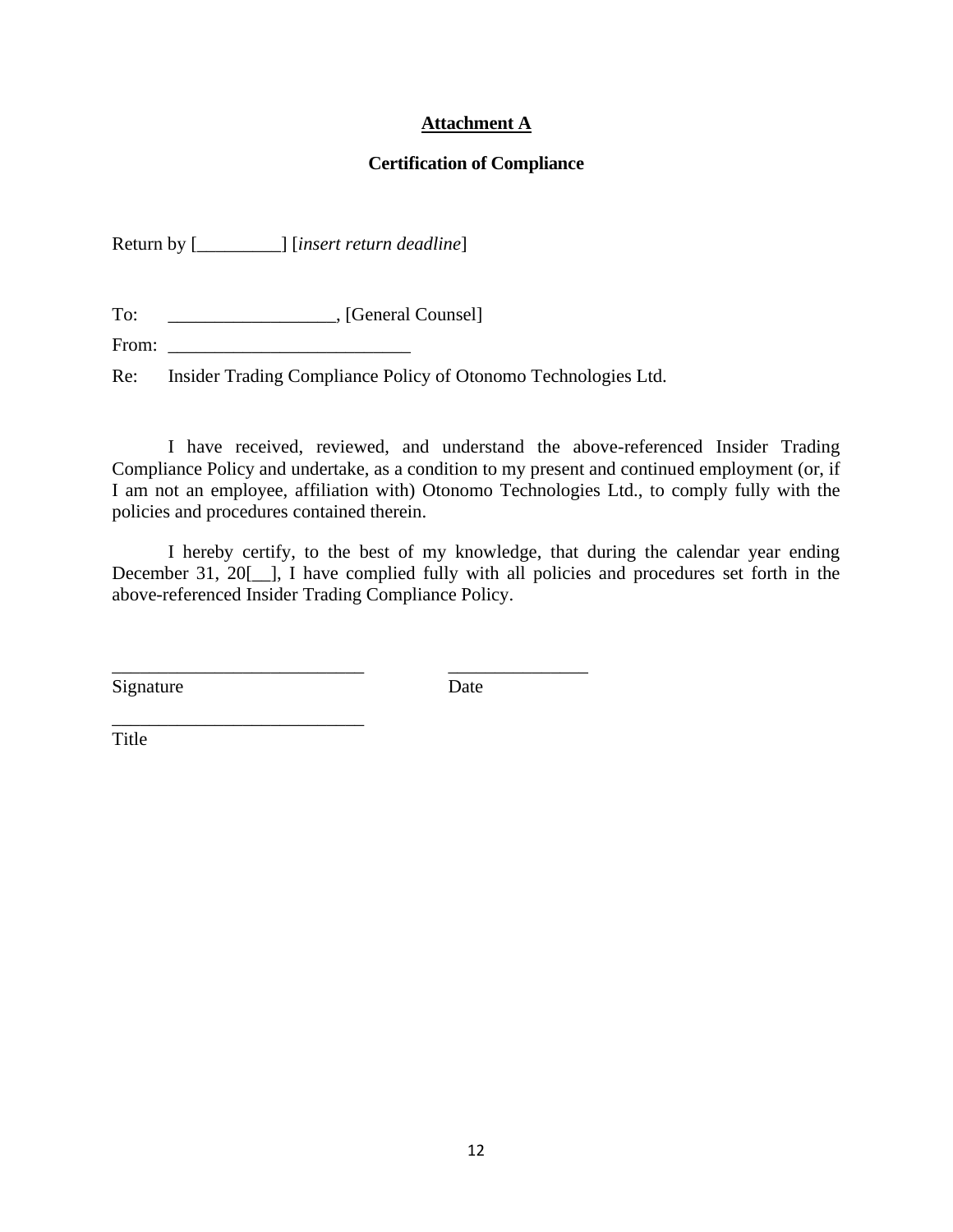**<u>Attachment A</u>**

**Certification of Compliance**

Return by [_________] [*insert return deadline*]

To: __________________, [General Counsel]

From: __________________________

Re: Insider Trading Compliance Policy of Otonomo Technologies Ltd.

I have received, reviewed, and understand the above-referenced Insider Trading Compliance Policy and undertake, as a condition to my present and continued employment (or, if I am not an employee, affiliation with) Otonomo Technologies Ltd., to comply fully with the policies and procedures contained therein.

I hereby certify, to the best of my knowledge, that during the calendar year ending December 31, 20[__], I have complied fully with all policies and procedures set forth in the above-referenced Insider Trading Compliance Policy.

___________________________ _______________
Signature Date

___________________________
Title